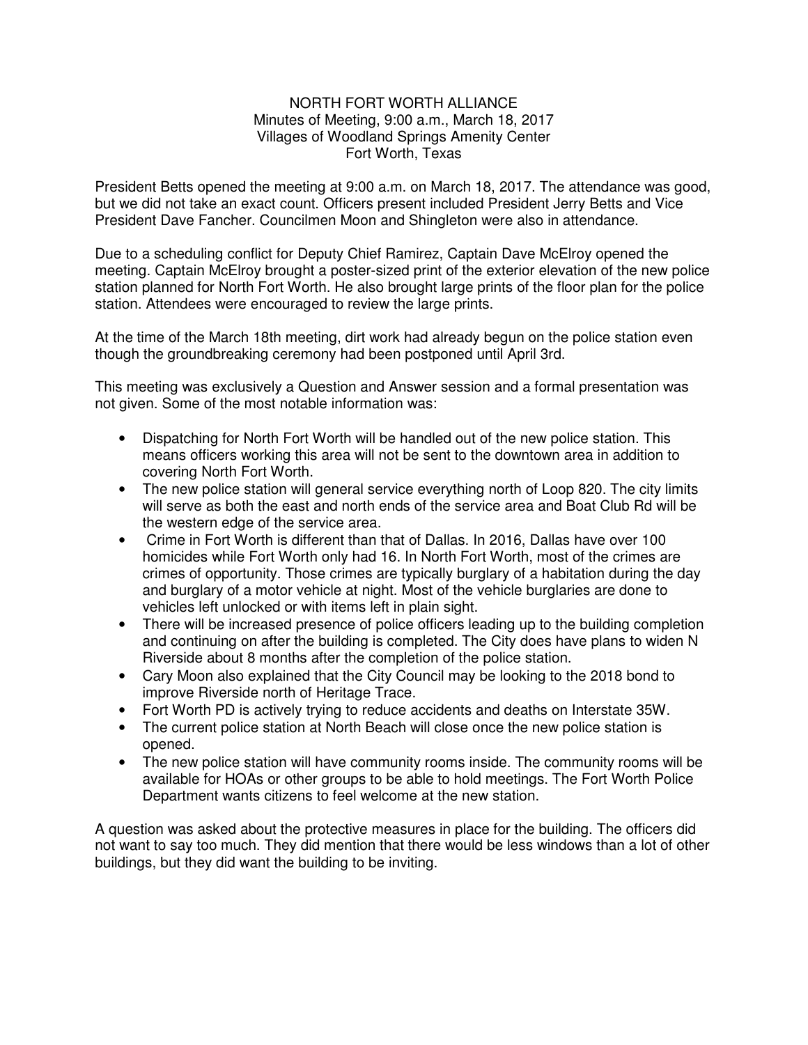NORTH FORT WORTH ALLIANCE
Minutes of Meeting, 9:00 a.m., March 18, 2017
Villages of Woodland Springs Amenity Center
Fort Worth, Texas

President Betts opened the meeting at 9:00 a.m. on March 18, 2017. The attendance was good, but we did not take an exact count. Officers present included President Jerry Betts and Vice President Dave Fancher. Councilmen Moon and Shingleton were also in attendance.

Due to a scheduling conflict for Deputy Chief Ramirez, Captain Dave McElroy opened the meeting. Captain McElroy brought a poster-sized print of the exterior elevation of the new police station planned for North Fort Worth. He also brought large prints of the floor plan for the police station. Attendees were encouraged to review the large prints.

At the time of the March 18th meeting, dirt work had already begun on the police station even though the groundbreaking ceremony had been postponed until April 3rd.

This meeting was exclusively a Question and Answer session and a formal presentation was not given. Some of the most notable information was:

- Dispatching for North Fort Worth will be handled out of the new police station. This means officers working this area will not be sent to the downtown area in addition to covering North Fort Worth.
- The new police station will general service everything north of Loop 820. The city limits will serve as both the east and north ends of the service area and Boat Club Rd will be the western edge of the service area.
- Crime in Fort Worth is different than that of Dallas. In 2016, Dallas have over 100 homicides while Fort Worth only had 16. In North Fort Worth, most of the crimes are crimes of opportunity. Those crimes are typically burglary of a habitation during the day and burglary of a motor vehicle at night. Most of the vehicle burglaries are done to vehicles left unlocked or with items left in plain sight.
- There will be increased presence of police officers leading up to the building completion and continuing on after the building is completed. The City does have plans to widen N Riverside about 8 months after the completion of the police station.
- Cary Moon also explained that the City Council may be looking to the 2018 bond to improve Riverside north of Heritage Trace.
- Fort Worth PD is actively trying to reduce accidents and deaths on Interstate 35W.
- The current police station at North Beach will close once the new police station is opened.
- The new police station will have community rooms inside. The community rooms will be available for HOAs or other groups to be able to hold meetings. The Fort Worth Police Department wants citizens to feel welcome at the new station.

A question was asked about the protective measures in place for the building. The officers did not want to say too much. They did mention that there would be less windows than a lot of other buildings, but they did want the building to be inviting.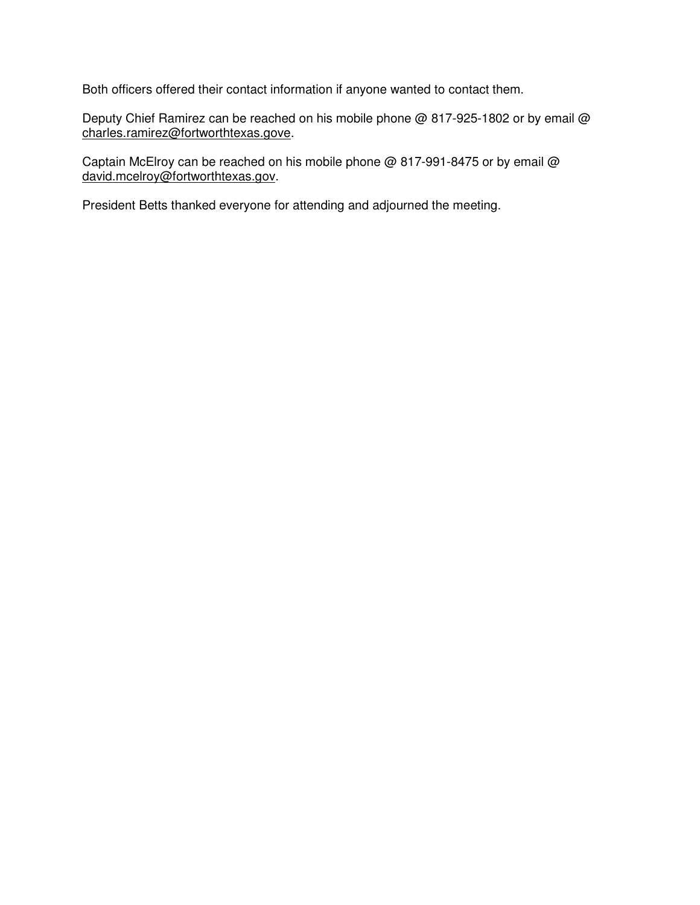Both officers offered their contact information if anyone wanted to contact them.

Deputy Chief Ramirez can be reached on his mobile phone @ 817-925-1802 or by email @ charles.ramirez@fortworthtexas.gove.

Captain McElroy can be reached on his mobile phone @ 817-991-8475 or by email @ david.mcelroy@fortworthtexas.gov.

President Betts thanked everyone for attending and adjourned the meeting.